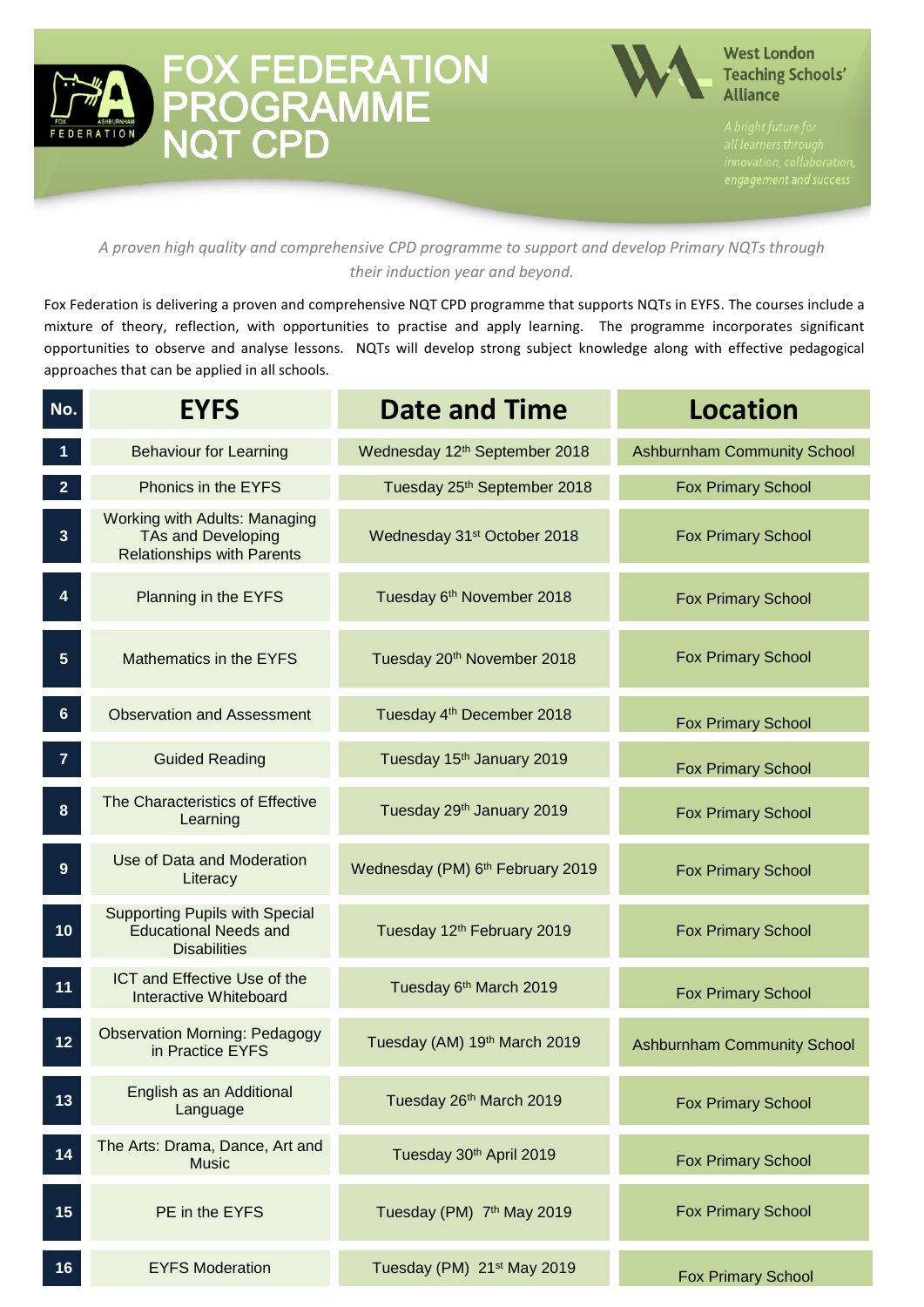# FOX FEDERATION PROGRAMME NQT CPD

West London Teaching Schools' Alliance

*A bright future for all learners through innovation, collaboration, engagement and success*

*A proven high quality and comprehensive CPD programme to support and develop Primary NQTs through their induction year and beyond.*

Fox Federation is delivering a proven and comprehensive NQT CPD programme that supports NQTs in EYFS. The courses include a mixture of theory, reflection, with opportunities to practise and apply learning. The programme incorporates significant opportunities to observe and analyse lessons. NQTs will develop strong subject knowledge along with effective pedagogical approaches that can be applied in all schools.

| No. | EYFS | Date and Time | Location |
|---|---|---|---|
| 1 | Behaviour for Learning | Wednesday 12th September 2018 | Ashburnham Community School |
| 2 | Phonics in the EYFS | Tuesday 25th September 2018 | Fox Primary School |
| 3 | Working with Adults: Managing TAs and Developing Relationships with Parents | Wednesday 31st October 2018 | Fox Primary School |
| 4 | Planning in the EYFS | Tuesday 6th November 2018 | Fox Primary School |
| 5 | Mathematics in the EYFS | Tuesday 20th November 2018 | Fox Primary School |
| 6 | Observation and Assessment | Tuesday 4th December 2018 | Fox Primary School |
| 7 | Guided Reading | Tuesday 15th January 2019 | Fox Primary School |
| 8 | The Characteristics of Effective Learning | Tuesday 29th January 2019 | Fox Primary School |
| 9 | Use of Data and Moderation Literacy | Wednesday (PM) 6th February 2019 | Fox Primary School |
| 10 | Supporting Pupils with Special Educational Needs and Disabilities | Tuesday 12th February 2019 | Fox Primary School |
| 11 | ICT and Effective Use of the Interactive Whiteboard | Tuesday 6th March 2019 | Fox Primary School |
| 12 | Observation Morning: Pedagogy in Practice EYFS | Tuesday (AM) 19th March 2019 | Ashburnham Community School |
| 13 | English as an Additional Language | Tuesday 26th March 2019 | Fox Primary School |
| 14 | The Arts: Drama, Dance, Art and Music | Tuesday 30th April 2019 | Fox Primary School |
| 15 | PE in the EYFS | Tuesday (PM) 7th May 2019 | Fox Primary School |
| 16 | EYFS Moderation | Tuesday (PM) 21st May 2019 | Fox Primary School |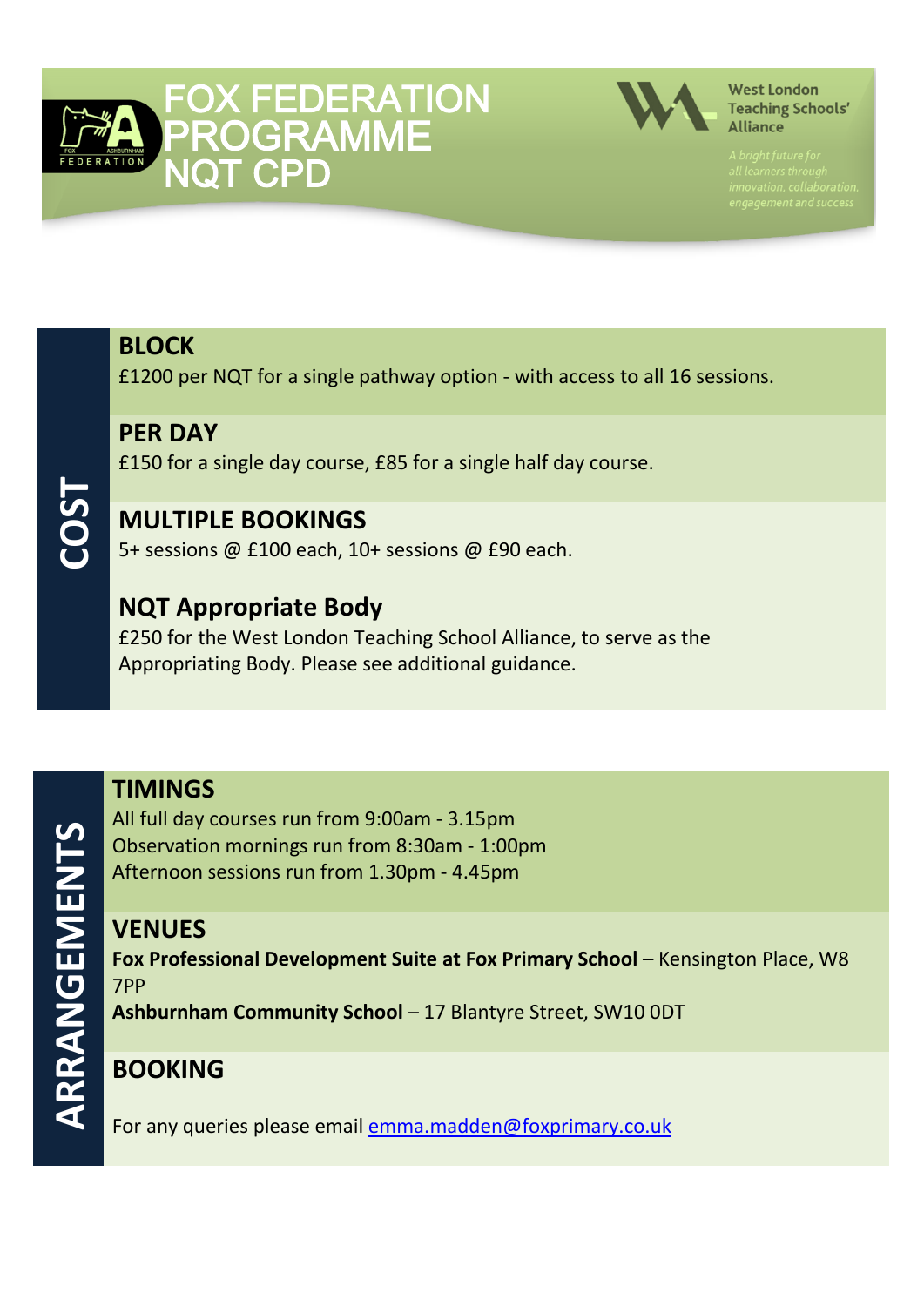# FOX FEDERATION PROGRAMME NQT CPD

West London Teaching Schools' Alliance

*A bright future for all learners through innovation, collaboration, engagement and success*

## COST

### BLOCK

£1200 per NQT for a single pathway option - with access to all 16 sessions.

### PER DAY

£150 for a single day course, £85 for a single half day course.

### MULTIPLE BOOKINGS

5+ sessions @ £100 each, 10+ sessions @ £90 each.

### NQT Appropriate Body

£250 for the West London Teaching School Alliance, to serve as the Appropriating Body. Please see additional guidance.

## ARRANGEMENTS

### TIMINGS

All full day courses run from 9:00am - 3.15pm
Observation mornings run from 8:30am - 1:00pm
Afternoon sessions run from 1.30pm - 4.45pm

### VENUES

**Fox Professional Development Suite at Fox Primary School** – Kensington Place, W8 7PP
**Ashburnham Community School** – 17 Blantyre Street, SW10 0DT

### BOOKING

For any queries please email emma.madden@foxprimary.co.uk